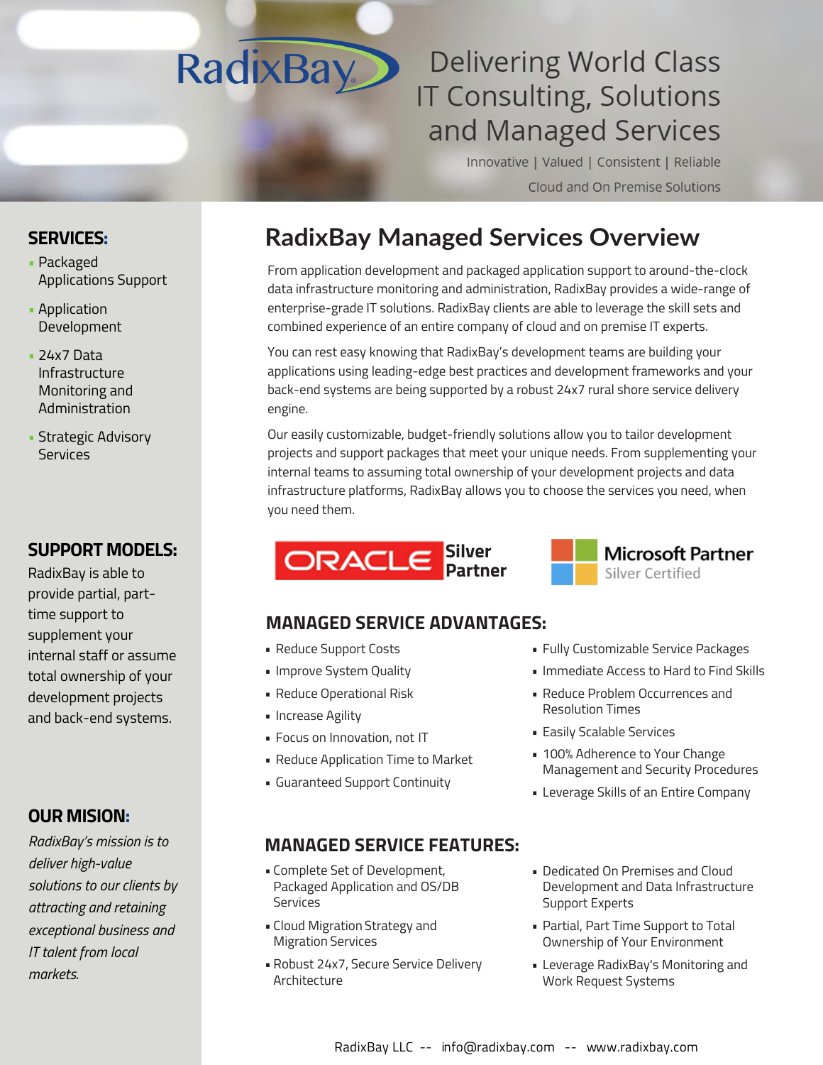RadixBay

Delivering World Class IT Consulting, Solutions and Managed Services

Innovative | Valued | Consistent | Reliable

Cloud and On Premise Solutions

# RadixBay Managed Services Overview

From application development and packaged application support to around-the-clock data infrastructure monitoring and administration, RadixBay provides a wide-range of enterprise-grade IT solutions. RadixBay clients are able to leverage the skill sets and combined experience of an entire company of cloud and on premise IT experts.

You can rest easy knowing that RadixBay's development teams are building your applications using leading-edge best practices and development frameworks and your back-end systems are being supported by a robust 24x7 rural shore service delivery engine.

Our easily customizable, budget-friendly solutions allow you to tailor development projects and support packages that meet your unique needs. From supplementing your internal teams to assuming total ownership of your development projects and data infrastructure platforms, RadixBay allows you to choose the services you need, when you need them.

ORACLE Silver Partner

Microsoft Partner Silver Certified

## MANAGED SERVICE ADVANTAGES:

- Reduce Support Costs
- Improve System Quality
- Reduce Operational Risk
- Increase Agility
- Focus on Innovation, not IT
- Reduce Application Time to Market
- Guaranteed Support Continuity
- Fully Customizable Service Packages
- Immediate Access to Hard to Find Skills
- Reduce Problem Occurrences and Resolution Times
- Easily Scalable Services
- 100% Adherence to Your Change Management and Security Procedures
- Leverage Skills of an Entire Company

## MANAGED SERVICE FEATURES:

- Complete Set of Development, Packaged Application and OS/DB Services
- Cloud Migration Strategy and Migration Services
- Robust 24x7, Secure Service Delivery Architecture
- Dedicated On Premises and Cloud Development and Data Infrastructure Support Experts
- Partial, Part Time Support to Total Ownership of Your Environment
- Leverage RadixBay's Monitoring and Work Request Systems

## SERVICES:

- Packaged Applications Support
- Application Development
- 24x7 Data Infrastructure Monitoring and Administration
- Strategic Advisory Services

## SUPPORT MODELS:

RadixBay is able to provide partial, part-time support to supplement your internal staff or assume total ownership of your development projects and back-end systems.

## OUR MISION:

*RadixBay's mission is to deliver high-value solutions to our clients by attracting and retaining exceptional business and IT talent from local markets.*

RadixBay LLC -- info@radixbay.com -- www.radixbay.com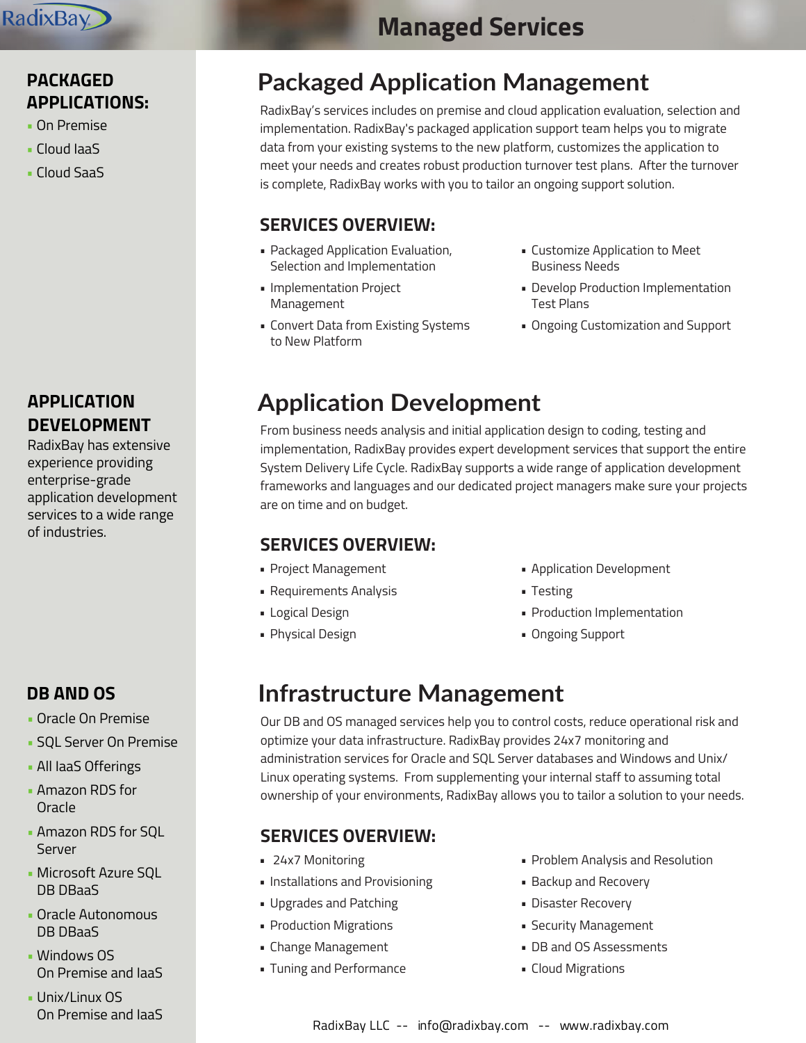# Managed Services

## PACKAGED APPLICATIONS:

- On Premise
- Cloud IaaS
- Cloud SaaS

## Packaged Application Management

RadixBay's services includes on premise and cloud application evaluation, selection and implementation. RadixBay's packaged application support team helps you to migrate data from your existing systems to the new platform, customizes the application to meet your needs and creates robust production turnover test plans. After the turnover is complete, RadixBay works with you to tailor an ongoing support solution.

### SERVICES OVERVIEW:

- Packaged Application Evaluation, Selection and Implementation
- Implementation Project Management
- Convert Data from Existing Systems to New Platform
- Customize Application to Meet Business Needs
- Develop Production Implementation Test Plans
- Ongoing Customization and Support

## APPLICATION DEVELOPMENT

RadixBay has extensive experience providing enterprise-grade application development services to a wide range of industries.

## Application Development

From business needs analysis and initial application design to coding, testing and implementation, RadixBay provides expert development services that support the entire System Delivery Life Cycle. RadixBay supports a wide range of application development frameworks and languages and our dedicated project managers make sure your projects are on time and on budget.

### SERVICES OVERVIEW:

- Project Management
- Requirements Analysis
- Logical Design
- Physical Design
- Application Development
- Testing
- Production Implementation
- Ongoing Support

## DB AND OS

- Oracle On Premise
- SQL Server On Premise
- All IaaS Offerings
- Amazon RDS for Oracle
- Amazon RDS for SQL Server
- Microsoft Azure SQL DB DBaaS
- Oracle Autonomous DB DBaaS
- Windows OS On Premise and IaaS
- Unix/Linux OS On Premise and IaaS

## Infrastructure Management

Our DB and OS managed services help you to control costs, reduce operational risk and optimize your data infrastructure. RadixBay provides 24x7 monitoring and administration services for Oracle and SQL Server databases and Windows and Unix/Linux operating systems. From supplementing your internal staff to assuming total ownership of your environments, RadixBay allows you to tailor a solution to your needs.

### SERVICES OVERVIEW:

- 24x7 Monitoring
- Installations and Provisioning
- Upgrades and Patching
- Production Migrations
- Change Management
- Tuning and Performance
- Problem Analysis and Resolution
- Backup and Recovery
- Disaster Recovery
- Security Management
- DB and OS Assessments
- Cloud Migrations

RadixBay LLC -- info@radixbay.com -- www.radixbay.com